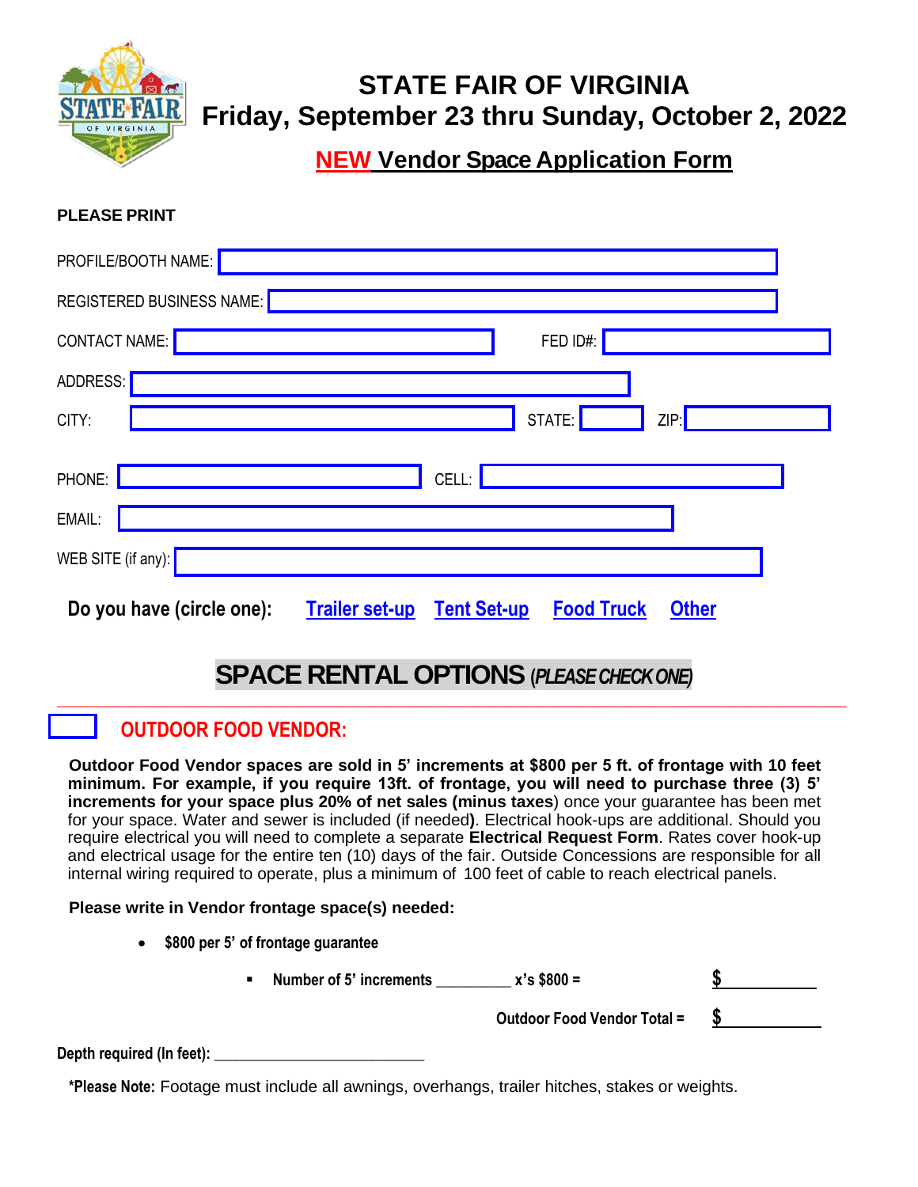# STATE FAIR OF VIRGINIA
## Friday, September 23 thru Sunday, October 2, 2022

## NEW Vendor Space Application Form

**PLEASE PRINT**

PROFILE/BOOTH NAME:

REGISTERED BUSINESS NAME:

CONTACT NAME: FED ID#:

ADDRESS:

CITY: STATE: ZIP:

PHONE: CELL:

EMAIL:

WEB SITE (if any):

**Do you have (circle one):** Trailer set-up Tent Set-up Food Truck Other

## SPACE RENTAL OPTIONS *(PLEASE CHECK ONE)*

☐ **OUTDOOR FOOD VENDOR:**

**Outdoor Food Vendor spaces are sold in 5' increments at $800 per 5 ft. of frontage with 10 feet minimum. For example, if you require 13ft. of frontage, you will need to purchase three (3) 5' increments for your space plus 20% of net sales (minus taxes)** once your guarantee has been met for your space. Water and sewer is included (if needed**)**. Electrical hook-ups are additional. Should you require electrical you will need to complete a separate **Electrical Request Form**. Rates cover hook-up and electrical usage for the entire ten (10) days of the fair. Outside Concessions are responsible for all internal wiring required to operate, plus a minimum of 100 feet of cable to reach electrical panels.

**Please write in Vendor frontage space(s) needed:**

- **$800 per 5' of frontage guarantee**
  - **Number of 5' increments _________ x's $800 =** **$ __________**

**Outdoor Food Vendor Total =** **$ __________**

**Depth required (In feet):** ________________________

**\*Please Note:** Footage must include all awnings, overhangs, trailer hitches, stakes or weights.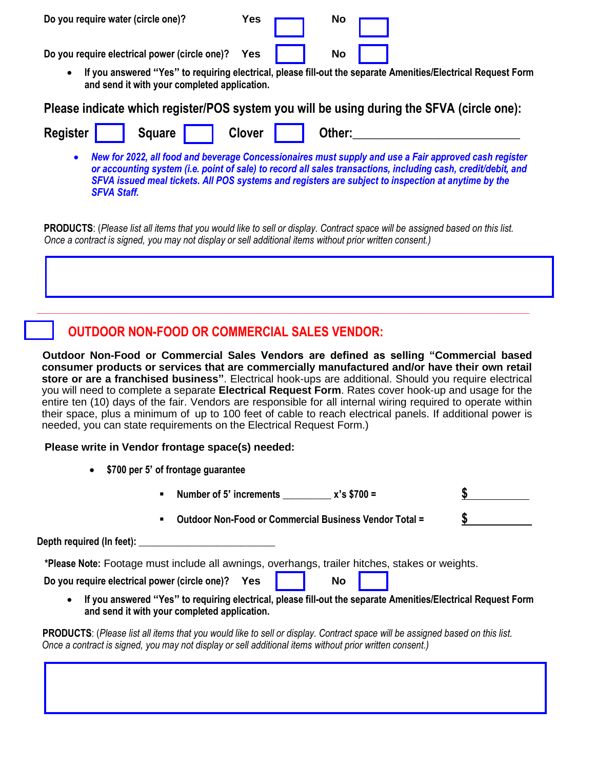**Do you require water (circle one)?** **Yes** ☐ **No** ☐

**Do you require electrical power (circle one)?** **Yes** ☐ **No** ☐

- **If you answered "Yes" to requiring electrical, please fill-out the separate Amenities/Electrical Request Form and send it with your completed application.**

**Please indicate which register/POS system you will be using during the SFVA (circle one):**

**Register** ☐ **Square** ☐ **Clover** ☐ **Other:**_________________________

- ***New for 2022, all food and beverage Concessionaires must supply and use a Fair approved cash register or accounting system (i.e. point of sale) to record all sales transactions, including cash, credit/debit, and SFVA issued meal tickets. All POS systems and registers are subject to inspection at anytime by the SFVA Staff.***

**PRODUCTS**: (*Please list all items that you would like to sell or display. Contract space will be assigned based on this list. Once a contract is signed, you may not display or sell additional items without prior written consent.)*

---

## ☐ OUTDOOR NON-FOOD OR COMMERCIAL SALES VENDOR:

**Outdoor Non-Food or Commercial Sales Vendors are defined as selling "Commercial based consumer products or services that are commercially manufactured and/or have their own retail store or are a franchised business"**. Electrical hook-ups are additional. Should you require electrical you will need to complete a separate **Electrical Request Form**. Rates cover hook-up and usage for the entire ten (10) days of the fair. Vendors are responsible for all internal wiring required to operate within their space, plus a minimum of up to 100 feet of cable to reach electrical panels. If additional power is needed, you can state requirements on the Electrical Request Form.)

**Please write in Vendor frontage space(s) needed:**

- **$700 per 5' of frontage guarantee**
  - **Number of 5' increments _________ x's $700 =** **$** __________
  - **Outdoor Non-Food or Commercial Business Vendor Total =** **$** __________

**Depth required (In feet):** _________________________

**\*Please Note:** Footage must include all awnings, overhangs, trailer hitches, stakes or weights.

**Do you require electrical power (circle one)?** **Yes** ☐ **No** ☐

- **If you answered "Yes" to requiring electrical, please fill-out the separate Amenities/Electrical Request Form and send it with your completed application.**

**PRODUCTS**: (*Please list all items that you would like to sell or display. Contract space will be assigned based on this list. Once a contract is signed, you may not display or sell additional items without prior written consent.)*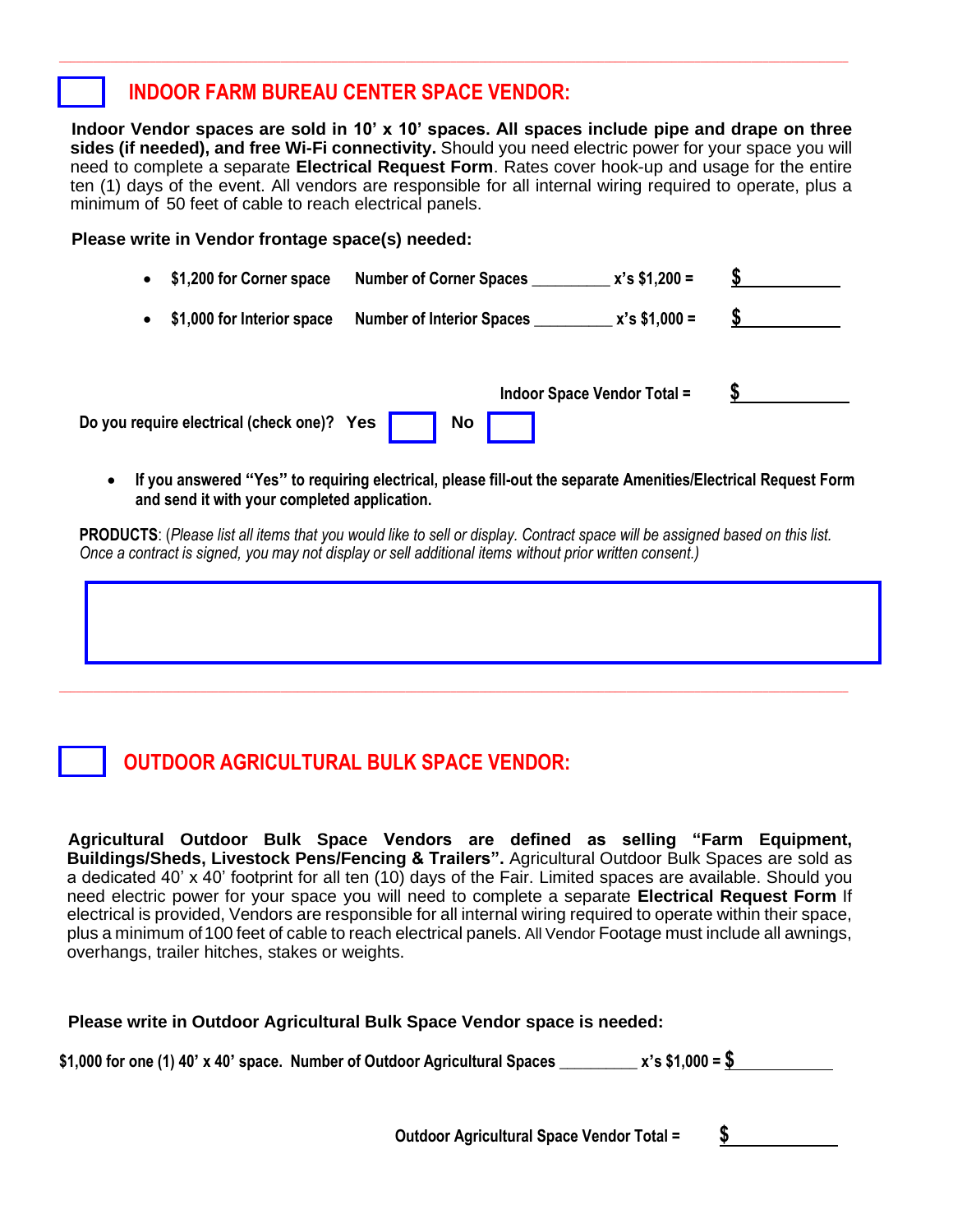---

☐ **INDOOR FARM BUREAU CENTER SPACE VENDOR:**

**Indoor Vendor spaces are sold in 10' x 10' spaces. All spaces include pipe and drape on three sides (if needed), and free Wi-Fi connectivity.** Should you need electric power for your space you will need to complete a separate **Electrical Request Form**. Rates cover hook-up and usage for the entire ten (1) days of the event. All vendors are responsible for all internal wiring required to operate, plus a minimum of 50 feet of cable to reach electrical panels.

**Please write in Vendor frontage space(s) needed:**

- **$1,200 for Corner space** **Number of Corner Spaces _________ x's $1,200 =** **$ ___________**
- **$1,000 for Interior space** **Number of Interior Spaces _________ x's $1,000 =** **$ ___________**

**Indoor Space Vendor Total =** **$ ___________**

**Do you require electrical (check one)? Yes ☐ No ☐**

- **If you answered "Yes" to requiring electrical, please fill-out the separate Amenities/Electrical Request Form and send it with your completed application.**

**PRODUCTS**: (*Please list all items that you would like to sell or display. Contract space will be assigned based on this list. Once a contract is signed, you may not display or sell additional items without prior written consent.*)

---

☐ **OUTDOOR AGRICULTURAL BULK SPACE VENDOR:**

**Agricultural Outdoor Bulk Space Vendors are defined as selling "Farm Equipment, Buildings/Sheds, Livestock Pens/Fencing & Trailers".** Agricultural Outdoor Bulk Spaces are sold as a dedicated 40' x 40' footprint for all ten (10) days of the Fair. Limited spaces are available. Should you need electric power for your space you will need to complete a separate **Electrical Request Form** If electrical is provided, Vendors are responsible for all internal wiring required to operate within their space, plus a minimum of 100 feet of cable to reach electrical panels. All Vendor Footage must include all awnings, overhangs, trailer hitches, stakes or weights.

**Please write in Outdoor Agricultural Bulk Space Vendor space is needed:**

**$1,000 for one (1) 40' x 40' space. Number of Outdoor Agricultural Spaces _________ x's $1,000 = $ ___________**

**Outdoor Agricultural Space Vendor Total =** **$ ___________**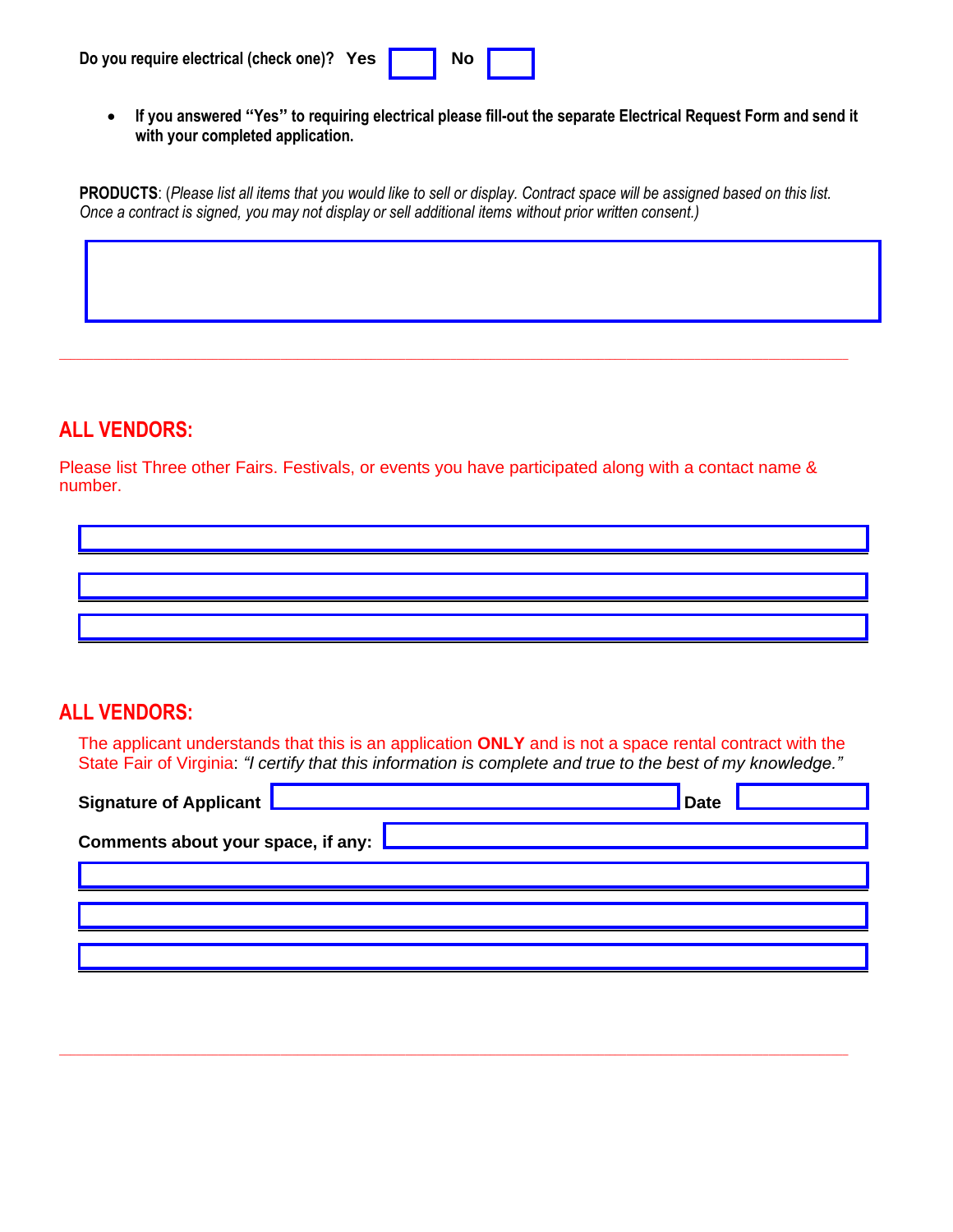**Do you require electrical (check one)?** **Yes** ☐ **No** ☐

- **If you answered "Yes" to requiring electrical please fill-out the separate Electrical Request Form and send it with your completed application.**

**PRODUCTS**: (*Please list all items that you would like to sell or display. Contract space will be assigned based on this list. Once a contract is signed, you may not display or sell additional items without prior written consent.)*

---

## ALL VENDORS:

Please list Three other Fairs. Festivals, or events you have participated along with a contact name & number.

## ALL VENDORS:

The applicant understands that this is an application **ONLY** and is not a space rental contract with the State Fair of Virginia: *"I certify that this information is complete and true to the best of my knowledge."*

**Signature of Applicant** ____________________ **Date** __________

**Comments about your space, if any:** ____________________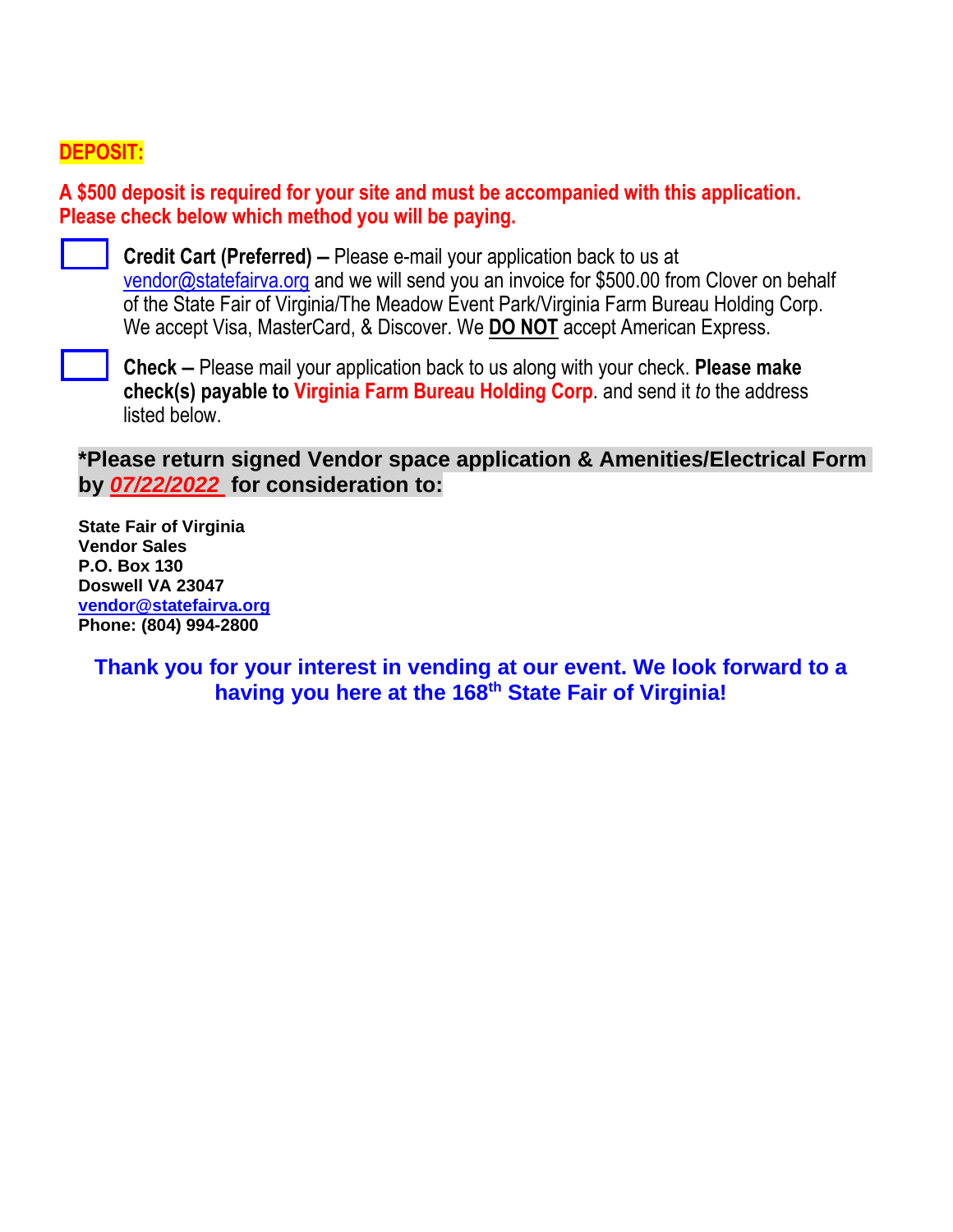**DEPOSIT:**

**A $500 deposit is required for your site and must be accompanied with this application. Please check below which method you will be paying.**

- [ ] **Credit Cart (Preferred) –** Please e-mail your application back to us at vendor@statefairva.org and we will send you an invoice for $500.00 from Clover on behalf of the State Fair of Virginia/The Meadow Event Park/Virginia Farm Bureau Holding Corp. We accept Visa, MasterCard, & Discover. We **DO NOT** accept American Express.

- [ ] **Check –** Please mail your application back to us along with your check. **Please make check(s) payable to Virginia Farm Bureau Holding Corp**. and send it *to* the address listed below.

**\*Please return signed Vendor space application & Amenities/Electrical Form by *07/22/2022* for consideration to:**

**State Fair of Virginia**
**Vendor Sales**
**P.O. Box 130**
**Doswell VA 23047**
**vendor@statefairva.org**
**Phone: (804) 994-2800**

**Thank you for your interest in vending at our event. We look forward to a having you here at the 168th State Fair of Virginia!**